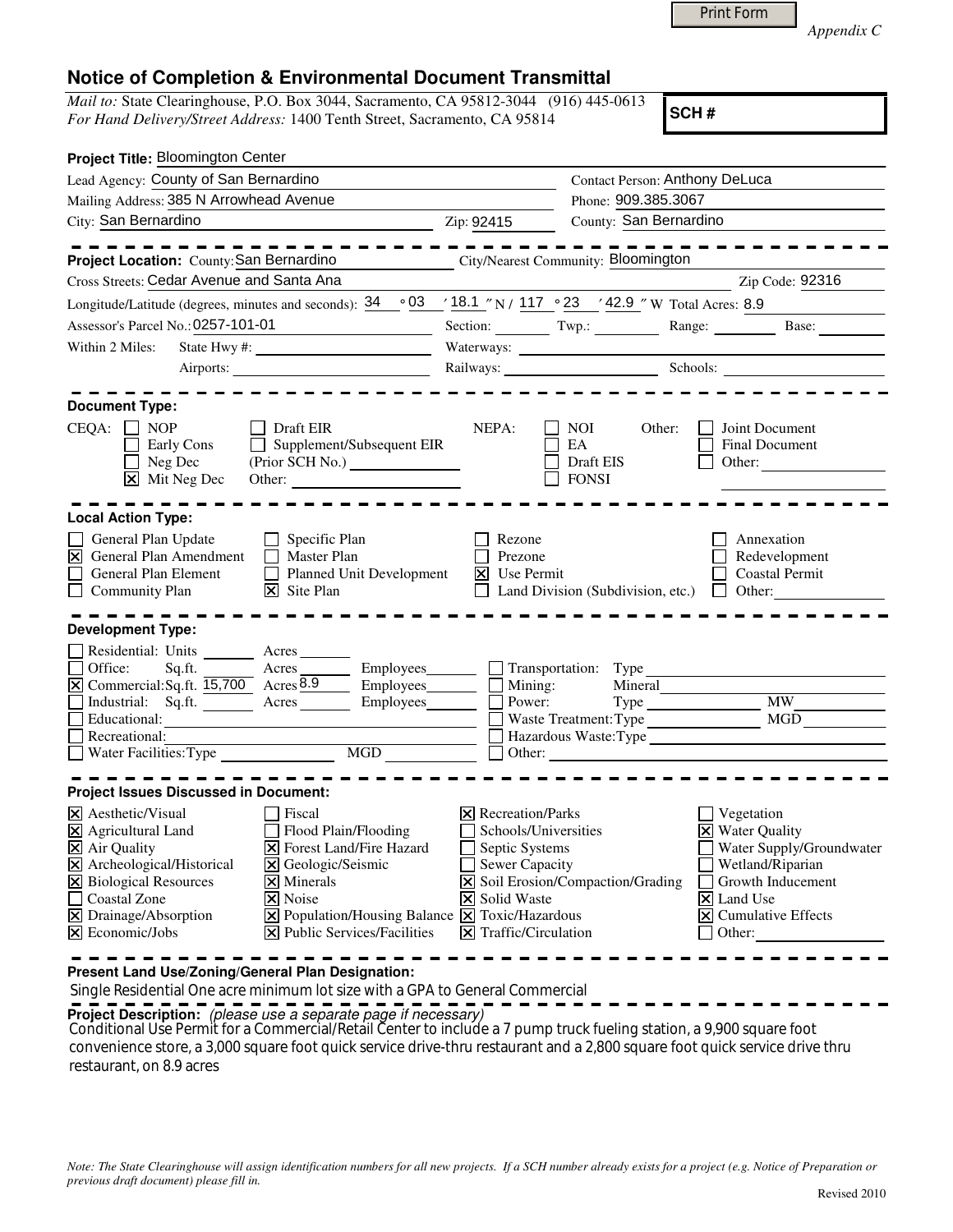Print Form

*Appendix C*

## Notice of Completion & Environmental Document Transmittal

*Mail to:* State Clearinghouse, P.O. Box 3044, Sacramento, CA 95812-3044 (916) 445-0613
*For Hand Delivery/Street Address:* 1400 Tenth Street, Sacramento, CA 95814

**SCH #**

**Project Title:** Bloomington Center

Lead Agency: County of San Bernardino | Contact Person: Anthony DeLuca
Mailing Address: 385 N Arrowhead Avenue | Phone: 909.385.3067
City: San Bernardino | Zip: 92415 | County: San Bernardino

---

**Project Location:** County: San Bernardino | City/Nearest Community: Bloomington
Cross Streets: Cedar Avenue and Santa Ana | Zip Code: 92316
Longitude/Latitude (degrees, minutes and seconds): 34 ° 03 ′ 18.1 ″ N / 117 ° 23 ′ 42.9 ″ W Total Acres: 8.9
Assessor's Parcel No.: 0257-101-01 | Section: ____ Twp.: ____ Range: ____ Base: ____
Within 2 Miles: State Hwy #: ____ Waterways: ____
Airports: ____ Railways: ____ Schools: ____

---

**Document Type:**

CEQA: ☐ NOP ☐ Early Cons ☐ Neg Dec ☒ Mit Neg Dec ☐ Draft EIR ☐ Supplement/Subsequent EIR (Prior SCH No.) ____ Other: ____
NEPA: ☐ NOI ☐ EA ☐ Draft EIS ☐ FONSI
Other: ☐ Joint Document ☐ Final Document ☐ Other: ____

---

**Local Action Type:**

☐ General Plan Update ☒ General Plan Amendment ☐ General Plan Element ☐ Community Plan
☐ Specific Plan ☐ Master Plan ☐ Planned Unit Development ☒ Site Plan
☐ Rezone ☐ Prezone ☒ Use Permit ☐ Land Division (Subdivision, etc.)
☐ Annexation ☐ Redevelopment ☐ Coastal Permit ☐ Other: ____

---

**Development Type:**

☐ Residential: Units ____ Acres ____
☐ Office: Sq.ft. ____ Acres ____ Employees ____
☒ Commercial: Sq.ft. 15,700 Acres 8.9 Employees ____
☐ Industrial: Sq.ft. ____ Acres ____ Employees ____
☐ Educational: ____
☐ Recreational: ____
☐ Water Facilities: Type ____ MGD ____
☐ Transportation: Type ____
☐ Mining: Mineral ____
☐ Power: Type ____ MW ____
☐ Waste Treatment: Type ____ MGD ____
☐ Hazardous Waste: Type ____
☐ Other: ____

---

**Project Issues Discussed in Document:**

☒ Aesthetic/Visual ☒ Agricultural Land ☒ Air Quality ☒ Archeological/Historical ☒ Biological Resources ☐ Coastal Zone ☒ Drainage/Absorption ☒ Economic/Jobs
☐ Fiscal ☐ Flood Plain/Flooding ☒ Forest Land/Fire Hazard ☒ Geologic/Seismic ☒ Minerals ☒ Noise ☒ Population/Housing Balance ☒ Public Services/Facilities
☒ Recreation/Parks ☐ Schools/Universities ☐ Septic Systems ☐ Sewer Capacity ☒ Soil Erosion/Compaction/Grading ☒ Solid Waste ☒ Toxic/Hazardous ☒ Traffic/Circulation
☐ Vegetation ☒ Water Quality ☐ Water Supply/Groundwater ☐ Wetland/Riparian ☐ Growth Inducement ☒ Land Use ☒ Cumulative Effects ☐ Other: ____

---

**Present Land Use/Zoning/General Plan Designation:**

Single Residential One acre minimum lot size with a GPA to General Commercial

**Project Description:** *(please use a separate page if necessary)*

Conditional Use Permit for a Commercial/Retail Center to include a 7 pump truck fueling station, a 9,900 square foot convenience store, a 3,000 square foot quick service drive-thru restaurant and a 2,800 square foot quick service drive thru restaurant, on 8.9 acres

*Note: The State Clearinghouse will assign identification numbers for all new projects. If a SCH number already exists for a project (e.g. Notice of Preparation or previous draft document) please fill in.*

Revised 2010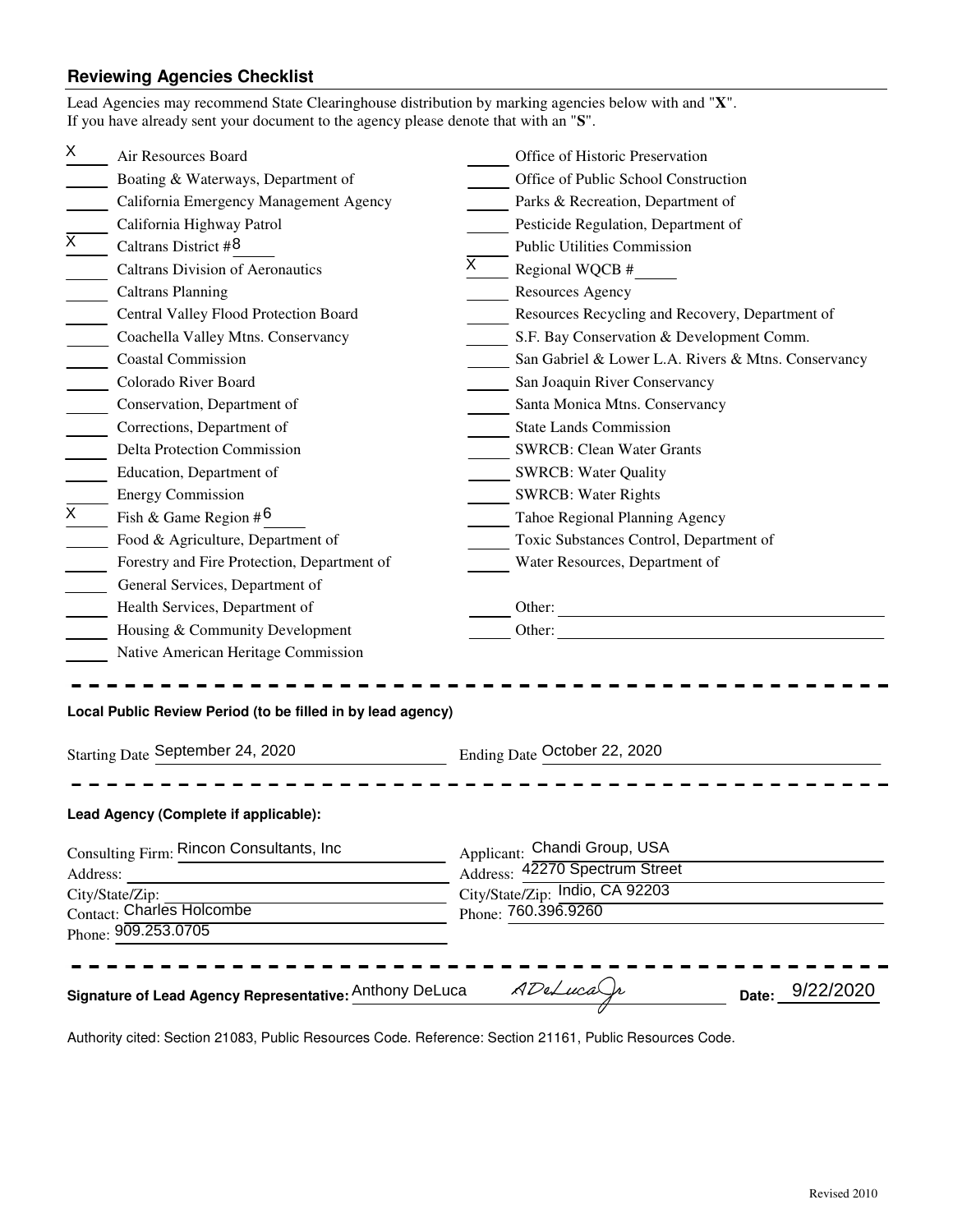## Reviewing Agencies Checklist

Lead Agencies may recommend State Clearinghouse distribution by marking agencies below with and "**X**".
If you have already sent your document to the agency please denote that with an "**S**".

| | | | |
|---|---|---|---|
| X | Air Resources Board | | Office of Historic Preservation |
| | Boating & Waterways, Department of | | Office of Public School Construction |
| | California Emergency Management Agency | | Parks & Recreation, Department of |
| | California Highway Patrol | | Pesticide Regulation, Department of |
| X | Caltrans District # 8 | | Public Utilities Commission |
| | Caltrans Division of Aeronautics | X | Regional WQCB # |
| | Caltrans Planning | | Resources Agency |
| | Central Valley Flood Protection Board | | Resources Recycling and Recovery, Department of |
| | Coachella Valley Mtns. Conservancy | | S.F. Bay Conservation & Development Comm. |
| | Coastal Commission | | San Gabriel & Lower L.A. Rivers & Mtns. Conservancy |
| | Colorado River Board | | San Joaquin River Conservancy |
| | Conservation, Department of | | Santa Monica Mtns. Conservancy |
| | Corrections, Department of | | State Lands Commission |
| | Delta Protection Commission | | SWRCB: Clean Water Grants |
| | Education, Department of | | SWRCB: Water Quality |
| | Energy Commission | | SWRCB: Water Rights |
| X | Fish & Game Region # 6 | | Tahoe Regional Planning Agency |
| | Food & Agriculture, Department of | | Toxic Substances Control, Department of |
| | Forestry and Fire Protection, Department of | | Water Resources, Department of |
| | General Services, Department of | | |
| | Health Services, Department of | | Other: |
| | Housing & Community Development | | Other: |
| | Native American Heritage Commission | | |

---

**Local Public Review Period (to be filled in by lead agency)**

Starting Date September 24, 2020　　Ending Date October 22, 2020

---

**Lead Agency (Complete if applicable):**

Consulting Firm: Rincon Consultants, Inc
Address:
City/State/Zip:
Contact: Charles Holcombe
Phone: 909.253.0705

Applicant: Chandi Group, USA
Address: 42270 Spectrum Street
City/State/Zip: Indio, CA 92203
Phone: 760.396.9260

---

**Signature of Lead Agency Representative:** Anthony DeLuca *ADeLuca Jr*　　**Date:** 9/22/2020

Authority cited: Section 21083, Public Resources Code. Reference: Section 21161, Public Resources Code.

Revised 2010